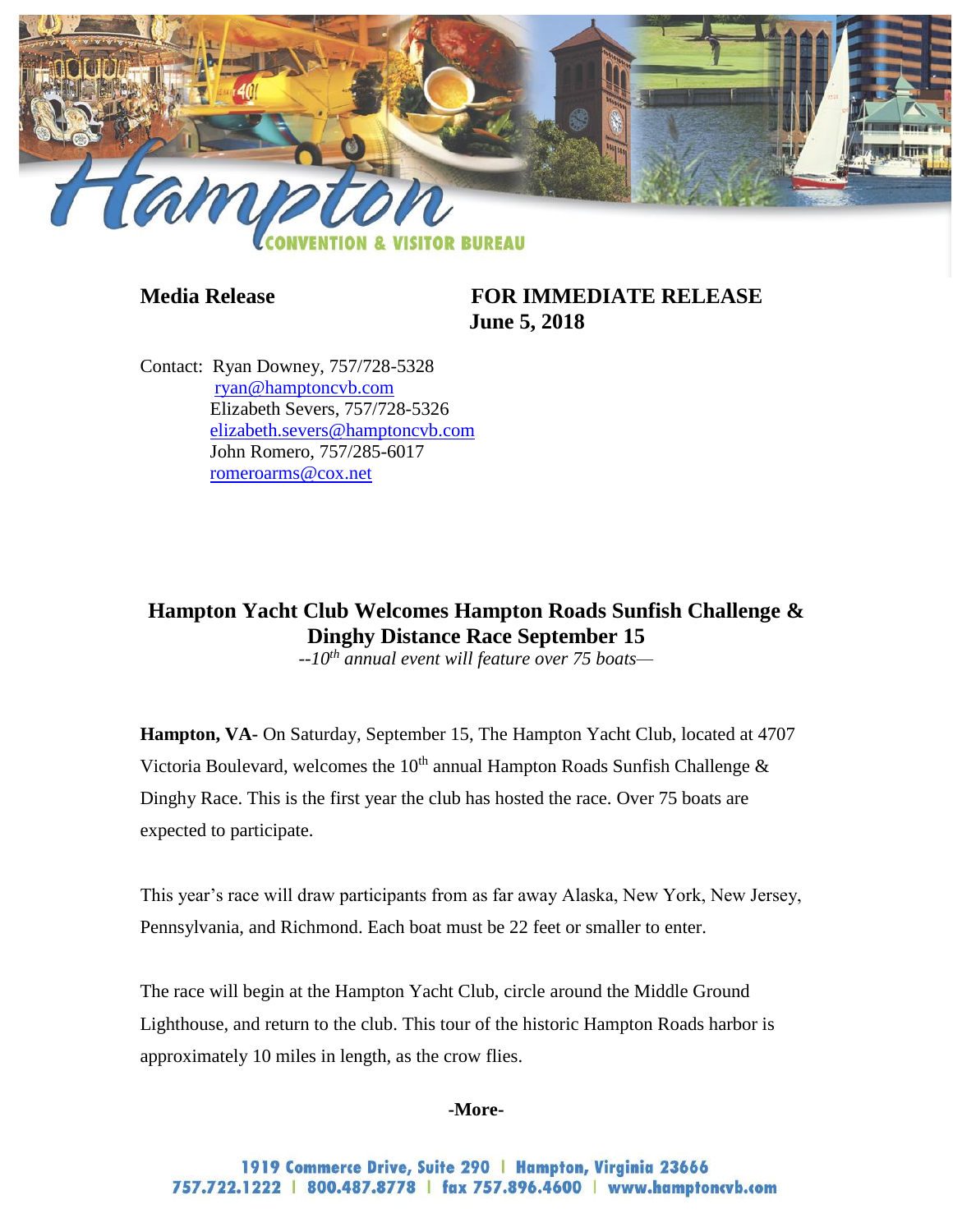Hampton Convention & Visitor Bureau

**Media Release** **FOR IMMEDIATE RELEASE**
**June 5, 2018**

Contact: Ryan Downey, 757/728-5328
ryan@hamptoncvb.com
Elizabeth Severs, 757/728-5326
elizabeth.severs@hamptoncvb.com
John Romero, 757/285-6017
romeroarms@cox.net

## Hampton Yacht Club Welcomes Hampton Roads Sunfish Challenge & Dinghy Distance Race September 15

*--10th annual event will feature over 75 boats—*

**Hampton, VA-** On Saturday, September 15, The Hampton Yacht Club, located at 4707 Victoria Boulevard, welcomes the 10th annual Hampton Roads Sunfish Challenge & Dinghy Race. This is the first year the club has hosted the race. Over 75 boats are expected to participate.

This year's race will draw participants from as far away Alaska, New York, New Jersey, Pennsylvania, and Richmond. Each boat must be 22 feet or smaller to enter.

The race will begin at the Hampton Yacht Club, circle around the Middle Ground Lighthouse, and return to the club. This tour of the historic Hampton Roads harbor is approximately 10 miles in length, as the crow flies.

**-More-**

1919 Commerce Drive, Suite 290 | Hampton, Virginia 23666
757.722.1222 | 800.487.8778 | fax 757.896.4600 | www.hamptoncvb.com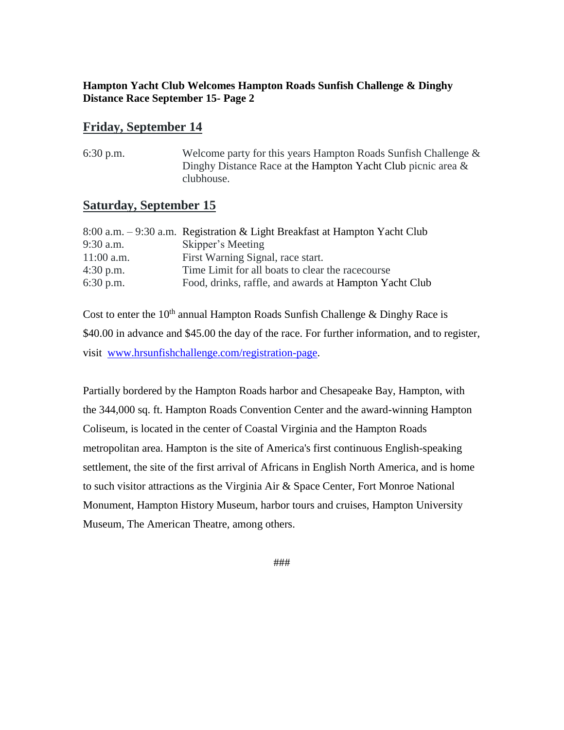**Hampton Yacht Club Welcomes Hampton Roads Sunfish Challenge & Dinghy Distance Race September 15- Page 2**

## Friday, September 14

| | |
|---|---|
| 6:30 p.m. | Welcome party for this years Hampton Roads Sunfish Challenge & Dinghy Distance Race at the Hampton Yacht Club picnic area & clubhouse. |

## Saturday, September 15

| | |
|---|---|
| 8:00 a.m. – 9:30 a.m. | Registration & Light Breakfast at Hampton Yacht Club |
| 9:30 a.m. | Skipper's Meeting |
| 11:00 a.m. | First Warning Signal, race start. |
| 4:30 p.m. | Time Limit for all boats to clear the racecourse |
| 6:30 p.m. | Food, drinks, raffle, and awards at Hampton Yacht Club |

Cost to enter the 10th annual Hampton Roads Sunfish Challenge & Dinghy Race is $40.00 in advance and $45.00 the day of the race. For further information, and to register, visit [www.hrsunfishchallenge.com/registration-page](www.hrsunfishchallenge.com/registration-page).

Partially bordered by the Hampton Roads harbor and Chesapeake Bay, Hampton, with the 344,000 sq. ft. Hampton Roads Convention Center and the award-winning Hampton Coliseum, is located in the center of Coastal Virginia and the Hampton Roads metropolitan area. Hampton is the site of America's first continuous English-speaking settlement, the site of the first arrival of Africans in English North America, and is home to such visitor attractions as the Virginia Air & Space Center, Fort Monroe National Monument, Hampton History Museum, harbor tours and cruises, Hampton University Museum, The American Theatre, among others.

###